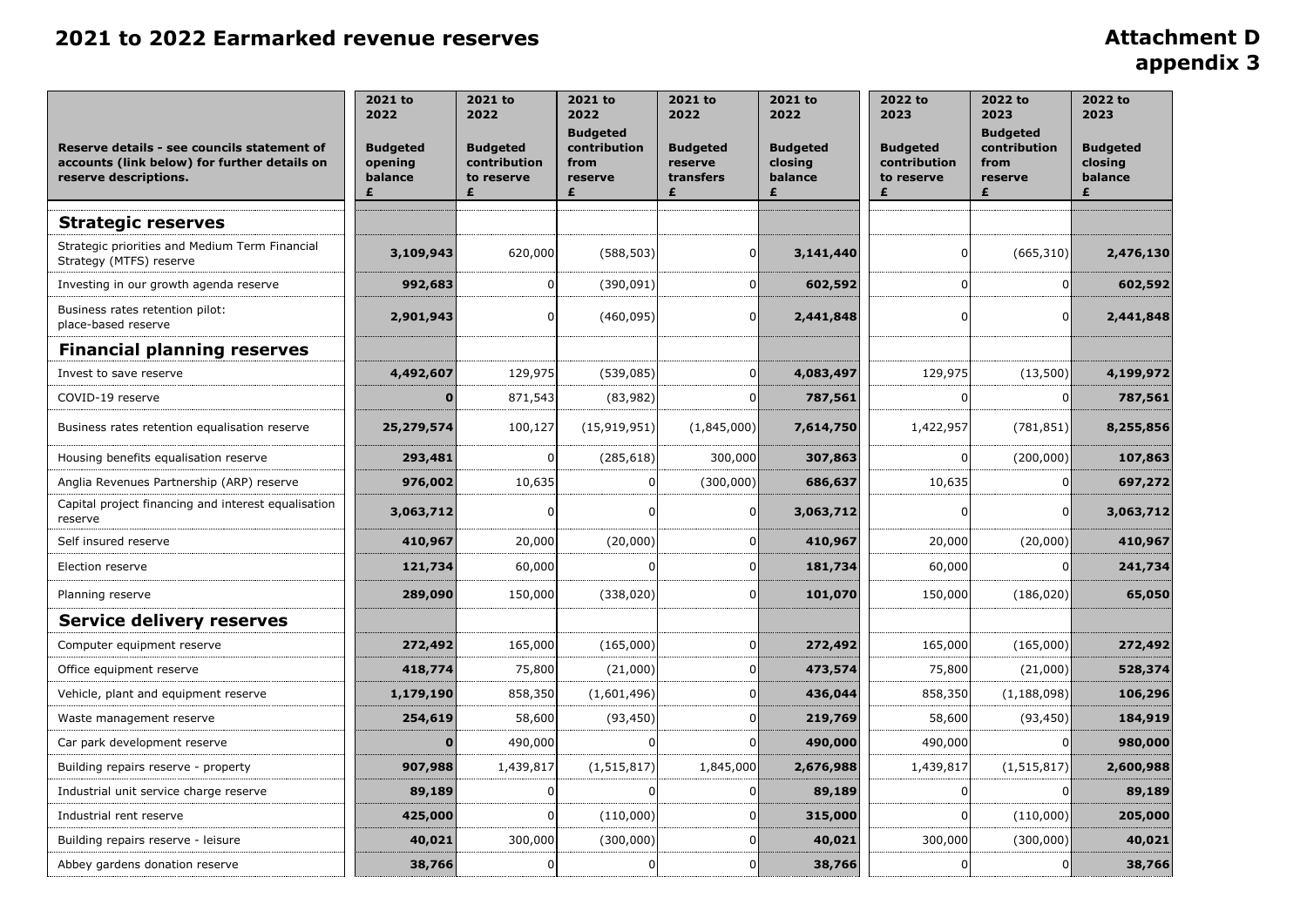# 2021 to 2022 Earmarked revenue reserves

**Attachment D appendix 3**

| Reserve details - see councils statement of accounts (link below) for further details on reserve descriptions. | 2021 to 2022 Budgeted opening balance £ | 2021 to 2022 Budgeted contribution to reserve £ | 2021 to 2022 Budgeted contribution from reserve £ | 2021 to 2022 Budgeted reserve transfers £ | 2021 to 2022 Budgeted closing balance £ | 2022 to 2023 Budgeted contribution to reserve £ | 2022 to 2023 Budgeted contribution from reserve £ | 2022 to 2023 Budgeted closing balance £ |
|---|---|---|---|---|---|---|---|---|
| **Strategic reserves** | | | | | | | | |
| Strategic priorities and Medium Term Financial Strategy (MTFS) reserve | **3,109,943** | 620,000 | (588,503) | 0 | **3,141,440** | 0 | (665,310) | **2,476,130** |
| Investing in our growth agenda reserve | **992,683** | 0 | (390,091) | 0 | **602,592** | 0 | 0 | **602,592** |
| Business rates retention pilot: place-based reserve | **2,901,943** | 0 | (460,095) | 0 | **2,441,848** | 0 | 0 | **2,441,848** |
| **Financial planning reserves** | | | | | | | | |
| Invest to save reserve | **4,492,607** | 129,975 | (539,085) | 0 | **4,083,497** | 129,975 | (13,500) | **4,199,972** |
| COVID-19 reserve | **0** | 871,543 | (83,982) | 0 | **787,561** | 0 | 0 | **787,561** |
| Business rates retention equalisation reserve | **25,279,574** | 100,127 | (15,919,951) | (1,845,000) | **7,614,750** | 1,422,957 | (781,851) | **8,255,856** |
| Housing benefits equalisation reserve | **293,481** | 0 | (285,618) | 300,000 | **307,863** | 0 | (200,000) | **107,863** |
| Anglia Revenues Partnership (ARP) reserve | **976,002** | 10,635 | 0 | (300,000) | **686,637** | 10,635 | 0 | **697,272** |
| Capital project financing and interest equalisation reserve | **3,063,712** | 0 | 0 | 0 | **3,063,712** | 0 | 0 | **3,063,712** |
| Self insured reserve | **410,967** | 20,000 | (20,000) | 0 | **410,967** | 20,000 | (20,000) | **410,967** |
| Election reserve | **121,734** | 60,000 | 0 | 0 | **181,734** | 60,000 | 0 | **241,734** |
| Planning reserve | **289,090** | 150,000 | (338,020) | 0 | **101,070** | 150,000 | (186,020) | **65,050** |
| **Service delivery reserves** | | | | | | | | |
| Computer equipment reserve | **272,492** | 165,000 | (165,000) | 0 | **272,492** | 165,000 | (165,000) | **272,492** |
| Office equipment reserve | **418,774** | 75,800 | (21,000) | 0 | **473,574** | 75,800 | (21,000) | **528,374** |
| Vehicle, plant and equipment reserve | **1,179,190** | 858,350 | (1,601,496) | 0 | **436,044** | 858,350 | (1,188,098) | **106,296** |
| Waste management reserve | **254,619** | 58,600 | (93,450) | 0 | **219,769** | 58,600 | (93,450) | **184,919** |
| Car park development reserve | **0** | 490,000 | 0 | 0 | **490,000** | 490,000 | 0 | **980,000** |
| Building repairs reserve - property | **907,988** | 1,439,817 | (1,515,817) | 1,845,000 | **2,676,988** | 1,439,817 | (1,515,817) | **2,600,988** |
| Industrial unit service charge reserve | **89,189** | 0 | 0 | 0 | **89,189** | 0 | 0 | **89,189** |
| Industrial rent reserve | **425,000** | 0 | (110,000) | 0 | **315,000** | 0 | (110,000) | **205,000** |
| Building repairs reserve - leisure | **40,021** | 300,000 | (300,000) | 0 | **40,021** | 300,000 | (300,000) | **40,021** |
| Abbey gardens donation reserve | **38,766** | 0 | 0 | 0 | **38,766** | 0 | 0 | **38,766** |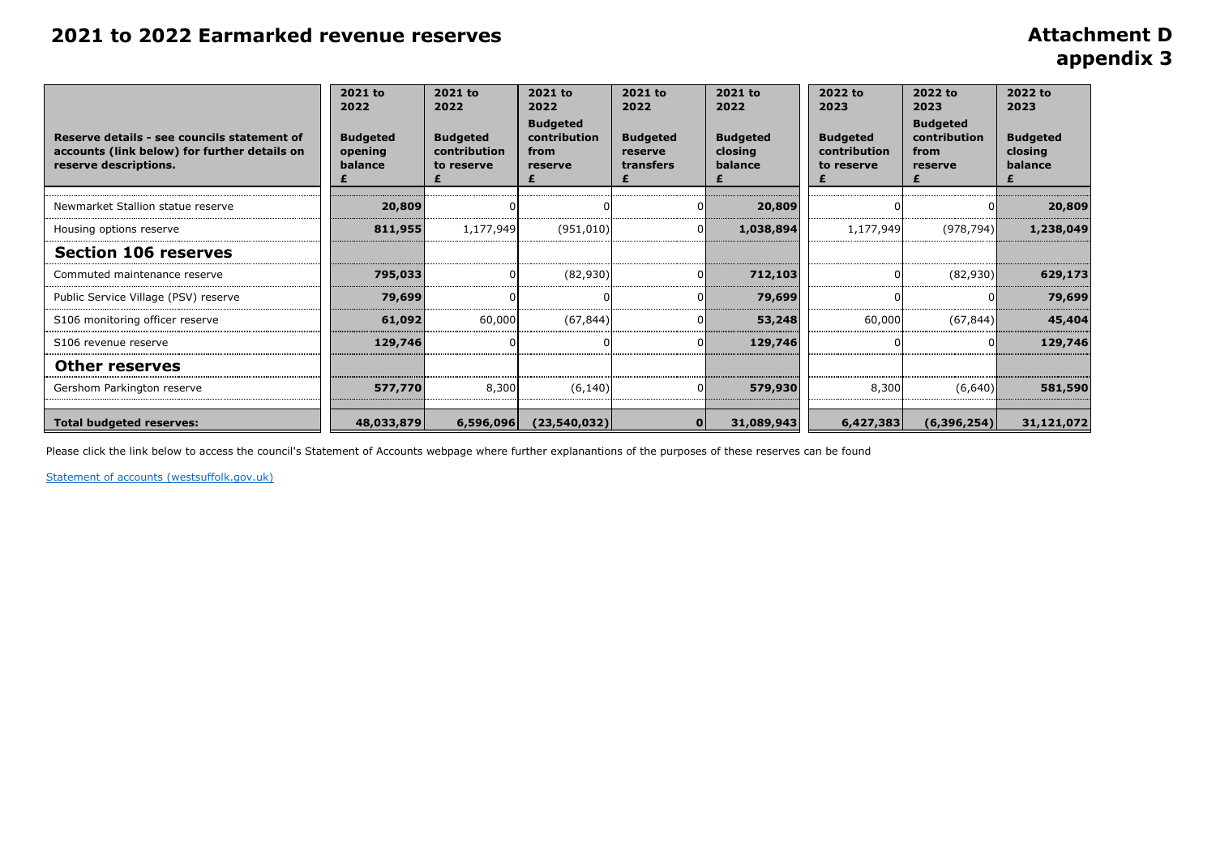# 2021 to 2022 Earmarked revenue reserves

## Attachment D appendix 3

| Reserve details - see councils statement of accounts (link below) for further details on reserve descriptions. | 2021 to 2022 Budgeted opening balance £ | 2021 to 2022 Budgeted contribution to reserve £ | 2021 to 2022 Budgeted contribution from reserve £ | 2021 to 2022 Budgeted reserve transfers £ | 2021 to 2022 Budgeted closing balance £ | 2022 to 2023 Budgeted contribution to reserve £ | 2022 to 2023 Budgeted contribution from reserve £ | 2022 to 2023 Budgeted closing balance £ |
|---|---|---|---|---|---|---|---|---|
| Newmarket Stallion statue reserve | **20,809** | 0 | 0 | 0 | **20,809** | 0 | 0 | **20,809** |
| Housing options reserve | **811,955** | 1,177,949 | (951,010) | 0 | **1,038,894** | 1,177,949 | (978,794) | **1,238,049** |
| **Section 106 reserves** | | | | | | | | |
| Commuted maintenance reserve | **795,033** | 0 | (82,930) | 0 | **712,103** | 0 | (82,930) | **629,173** |
| Public Service Village (PSV) reserve | **79,699** | 0 | 0 | 0 | **79,699** | 0 | 0 | **79,699** |
| S106 monitoring officer reserve | **61,092** | 60,000 | (67,844) | 0 | **53,248** | 60,000 | (67,844) | **45,404** |
| S106 revenue reserve | **129,746** | 0 | 0 | 0 | **129,746** | 0 | 0 | **129,746** |
| **Other reserves** | | | | | | | | |
| Gershom Parkington reserve | **577,770** | 8,300 | (6,140) | 0 | **579,930** | 8,300 | (6,640) | **581,590** |
| **Total budgeted reserves:** | **48,033,879** | **6,596,096** | **(23,540,032)** | **0** | **31,089,943** | **6,427,383** | **(6,396,254)** | **31,121,072** |

Please click the link below to access the council's Statement of Accounts webpage where further explanantions of the purposes of these reserves can be found

Statement of accounts (westsuffolk.gov.uk)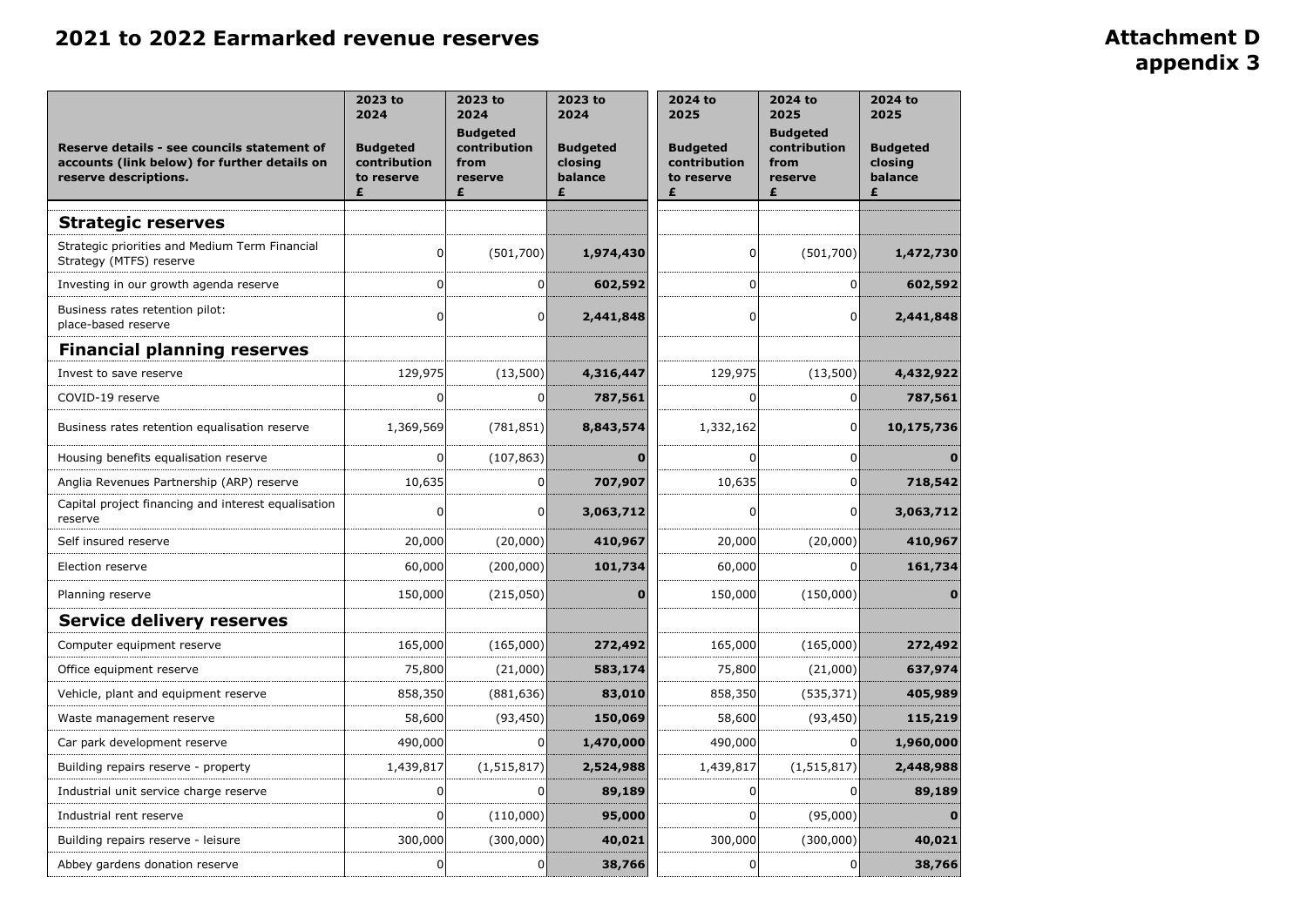# 2021 to 2022 Earmarked revenue reserves

**Attachment D appendix 3**

| Reserve details - see councils statement of accounts (link below) for further details on reserve descriptions. | 2023 to 2024 Budgeted contribution to reserve £ | 2023 to 2024 Budgeted contribution from reserve £ | 2023 to 2024 Budgeted closing balance £ | 2024 to 2025 Budgeted contribution to reserve £ | 2024 to 2025 Budgeted contribution from reserve £ | 2024 to 2025 Budgeted closing balance £ |
|---|---|---|---|---|---|---|
| **Strategic reserves** | | | | | | |
| Strategic priorities and Medium Term Financial Strategy (MTFS) reserve | 0 | (501,700) | **1,974,430** | 0 | (501,700) | **1,472,730** |
| Investing in our growth agenda reserve | 0 | 0 | **602,592** | 0 | 0 | **602,592** |
| Business rates retention pilot: place-based reserve | 0 | 0 | **2,441,848** | 0 | 0 | **2,441,848** |
| **Financial planning reserves** | | | | | | |
| Invest to save reserve | 129,975 | (13,500) | **4,316,447** | 129,975 | (13,500) | **4,432,922** |
| COVID-19 reserve | 0 | 0 | **787,561** | 0 | 0 | **787,561** |
| Business rates retention equalisation reserve | 1,369,569 | (781,851) | **8,843,574** | 1,332,162 | 0 | **10,175,736** |
| Housing benefits equalisation reserve | 0 | (107,863) | **0** | 0 | 0 | **0** |
| Anglia Revenues Partnership (ARP) reserve | 10,635 | 0 | **707,907** | 10,635 | 0 | **718,542** |
| Capital project financing and interest equalisation reserve | 0 | 0 | **3,063,712** | 0 | 0 | **3,063,712** |
| Self insured reserve | 20,000 | (20,000) | **410,967** | 20,000 | (20,000) | **410,967** |
| Election reserve | 60,000 | (200,000) | **101,734** | 60,000 | 0 | **161,734** |
| Planning reserve | 150,000 | (215,050) | **0** | 150,000 | (150,000) | **0** |
| **Service delivery reserves** | | | | | | |
| Computer equipment reserve | 165,000 | (165,000) | **272,492** | 165,000 | (165,000) | **272,492** |
| Office equipment reserve | 75,800 | (21,000) | **583,174** | 75,800 | (21,000) | **637,974** |
| Vehicle, plant and equipment reserve | 858,350 | (881,636) | **83,010** | 858,350 | (535,371) | **405,989** |
| Waste management reserve | 58,600 | (93,450) | **150,069** | 58,600 | (93,450) | **115,219** |
| Car park development reserve | 490,000 | 0 | **1,470,000** | 490,000 | 0 | **1,960,000** |
| Building repairs reserve - property | 1,439,817 | (1,515,817) | **2,524,988** | 1,439,817 | (1,515,817) | **2,448,988** |
| Industrial unit service charge reserve | 0 | 0 | **89,189** | 0 | 0 | **89,189** |
| Industrial rent reserve | 0 | (110,000) | **95,000** | 0 | (95,000) | **0** |
| Building repairs reserve - leisure | 300,000 | (300,000) | **40,021** | 300,000 | (300,000) | **40,021** |
| Abbey gardens donation reserve | 0 | 0 | **38,766** | 0 | 0 | **38,766** |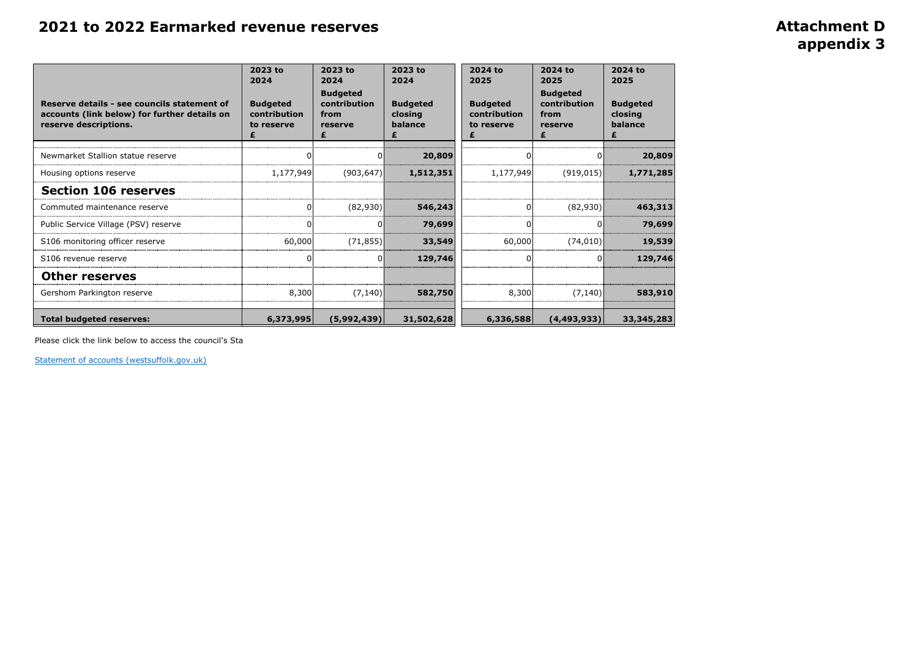# 2021 to 2022 Earmarked revenue reserves

**Attachment D appendix 3**

| Reserve details - see councils statement of accounts (link below) for further details on reserve descriptions. | 2023 to 2024 Budgeted contribution to reserve £ | 2023 to 2024 Budgeted contribution from reserve £ | 2023 to 2024 Budgeted closing balance £ | 2024 to 2025 Budgeted contribution to reserve £ | 2024 to 2025 Budgeted contribution from reserve £ | 2024 to 2025 Budgeted closing balance £ |
|---|---|---|---|---|---|---|
| Newmarket Stallion statue reserve | 0 | 0 | **20,809** | 0 | 0 | **20,809** |
| Housing options reserve | 1,177,949 | (903,647) | **1,512,351** | 1,177,949 | (919,015) | **1,771,285** |
| **Section 106 reserves** | | | | | | |
| Commuted maintenance reserve | 0 | (82,930) | **546,243** | 0 | (82,930) | **463,313** |
| Public Service Village (PSV) reserve | 0 | 0 | **79,699** | 0 | 0 | **79,699** |
| S106 monitoring officer reserve | 60,000 | (71,855) | **33,549** | 60,000 | (74,010) | **19,539** |
| S106 revenue reserve | 0 | 0 | **129,746** | 0 | 0 | **129,746** |
| **Other reserves** | | | | | | |
| Gershom Parkington reserve | 8,300 | (7,140) | **582,750** | 8,300 | (7,140) | **583,910** |
| **Total budgeted reserves:** | **6,373,995** | **(5,992,439)** | **31,502,628** | **6,336,588** | **(4,493,933)** | **33,345,283** |

Please click the link below to access the council's Sta

[Statement of accounts (westsuffolk.gov.uk)]